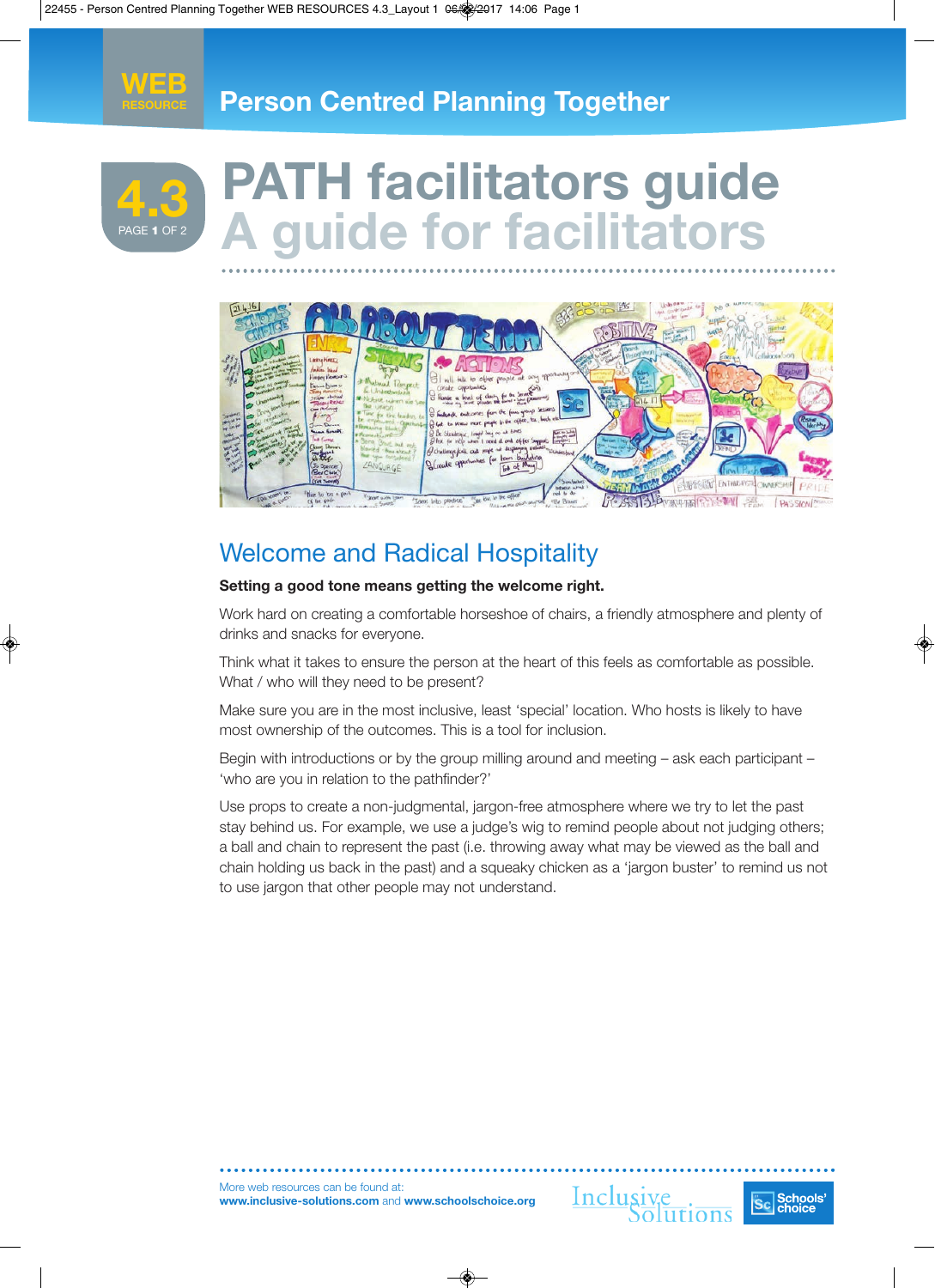**WEB RESOURCE**

# Person Centred Planning Together

**4.3** PAGE 1 OF 2

# PATH facilitators guide
## A guide for facilitators

## Welcome and Radical Hospitality

**Setting a good tone means getting the welcome right.**

Work hard on creating a comfortable horseshoe of chairs, a friendly atmosphere and plenty of drinks and snacks for everyone.

Think what it takes to ensure the person at the heart of this feels as comfortable as possible. What / who will they need to be present?

Make sure you are in the most inclusive, least 'special' location. Who hosts is likely to have most ownership of the outcomes. This is a tool for inclusion.

Begin with introductions or by the group milling around and meeting – ask each participant – 'who are you in relation to the pathfinder?'

Use props to create a non-judgmental, jargon-free atmosphere where we try to let the past stay behind us. For example, we use a judge's wig to remind people about not judging others; a ball and chain to represent the past (i.e. throwing away what may be viewed as the ball and chain holding us back in the past) and a squeaky chicken as a 'jargon buster' to remind us not to use jargon that other people may not understand.

More web resources can be found at:
**www.inclusive-solutions.com** and **www.schoolschoice.org**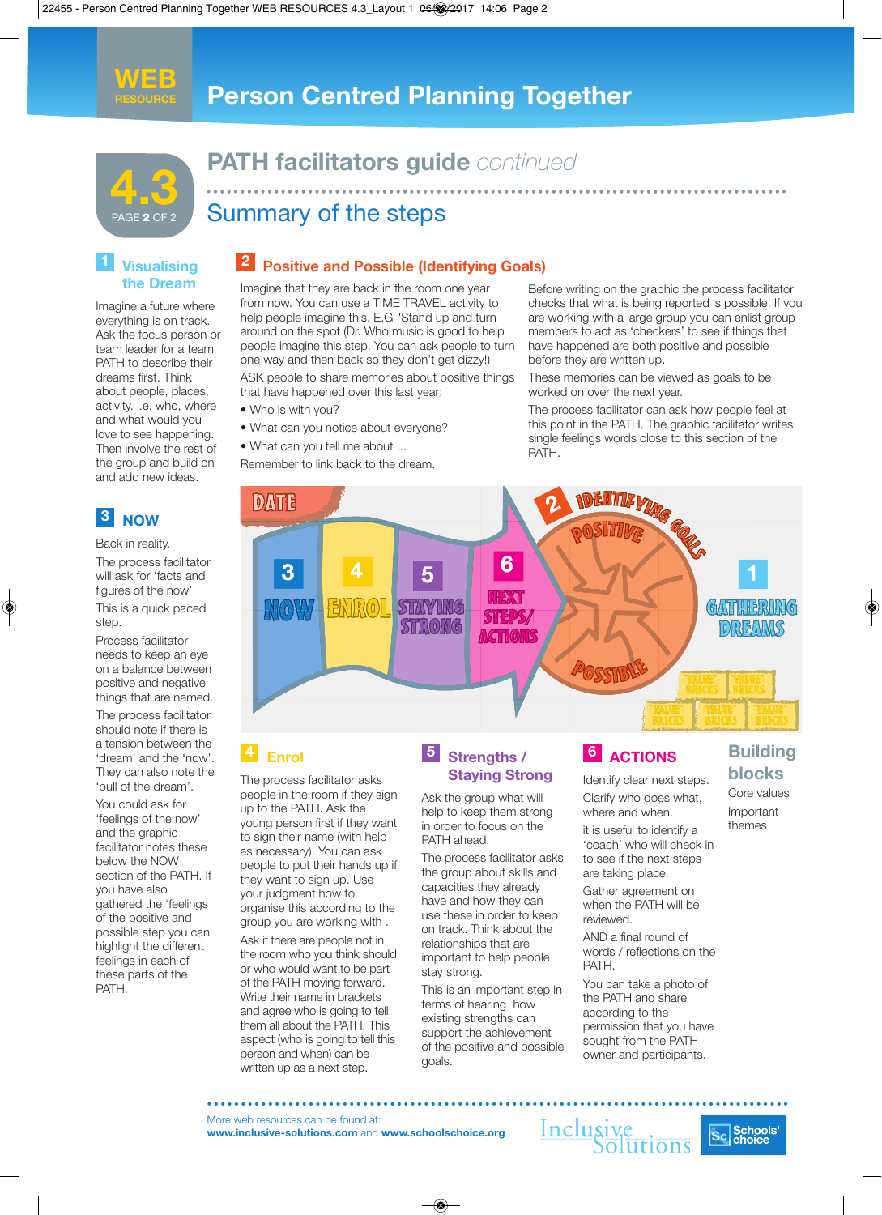# WEB RESOURCE Person Centred Planning Together

**4.3** PAGE **2** OF 2

## PATH facilitators guide *continued*

## Summary of the steps

### 1 Visualising the Dream

Imagine a future where everything is on track. Ask the focus person or team leader for a team PATH to describe their dreams first. Think about people, places, activity. i.e. who, where and what would you love to see happening. Then involve the rest of the group and build on and add new ideas.

### 2 Positive and Possible (Identifying Goals)

Imagine that they are back in the room one year from now. You can use a TIME TRAVEL activity to help people imagine this. E.G "Stand up and turn around on the spot (Dr. Who music is good to help people imagine this step. You can ask people to turn one way and then back so they don't get dizzy!)

ASK people to share memories about positive things that have happened over this last year:

- Who is with you?
- What can you notice about everyone?
- What can you tell me about ...

Remember to link back to the dream.

Before writing on the graphic the process facilitator checks that what is being reported is possible. If you are working with a large group you can enlist group members to act as 'checkers' to see if things that have happened are both positive and possible before they are written up.

These memories can be viewed as goals to be worked on over the next year.

The process facilitator can ask how people feel at this point in the PATH. The graphic facilitator writes single feelings words close to this section of the PATH.

DATE
2 IDENTIFYING GOALS
POSITIVE
POSSIBLE
3 NOW
4 ENROL
5 STAYING STRONG
6 NEXT STEPS/ ACTIONS
1 GATHERING DREAMS
VALUE BRICKS

### 3 NOW

Back in reality.

The process facilitator will ask for 'facts and figures of the now'

This is a quick paced step.

Process facilitator needs to keep an eye on a balance between positive and negative things that are named.

The process facilitator should note if there is a tension between the 'dream' and the 'now'. They can also note the 'pull of the dream'.

You could ask for 'feelings of the now' and the graphic facilitator notes these below the NOW section of the PATH. If you have also gathered the 'feelings of the positive and possible step you can highlight the different feelings in each of these parts of the PATH.

### 4 Enrol

The process facilitator asks people in the room if they sign up to the PATH. Ask the young person first if they want to sign their name (with help as necessary). You can ask people to put their hands up if they want to sign up. Use your judgment how to organise this according to the group you are working with .

Ask if there are people not in the room who you think should or who would want to be part of the PATH moving forward. Write their name in brackets and agree who is going to tell them all about the PATH. This aspect (who is going to tell this person and when) can be written up as a next step.

### 5 Strengths / Staying Strong

Ask the group what will help to keep them strong in order to focus on the PATH ahead.

The process facilitator asks the group about skills and capacities they already have and how they can use these in order to keep on track. Think about the relationships that are important to help people stay strong.

This is an important step in terms of hearing how existing strengths can support the achievement of the positive and possible goals.

### 6 ACTIONS

Identify clear next steps.

Clarify who does what, where and when.

it is useful to identify a 'coach' who will check in to see if the next steps are taking place.

Gather agreement on when the PATH will be reviewed.

AND a final round of words / reflections on the PATH.

You can take a photo of the PATH and share according to the permission that you have sought from the PATH owner and participants.

### Building blocks

Core values

Important themes

More web resources can be found at:
**www.inclusive-solutions.com** and **www.schoolschoice.org**

Inclusive Solutions
Schools' choice